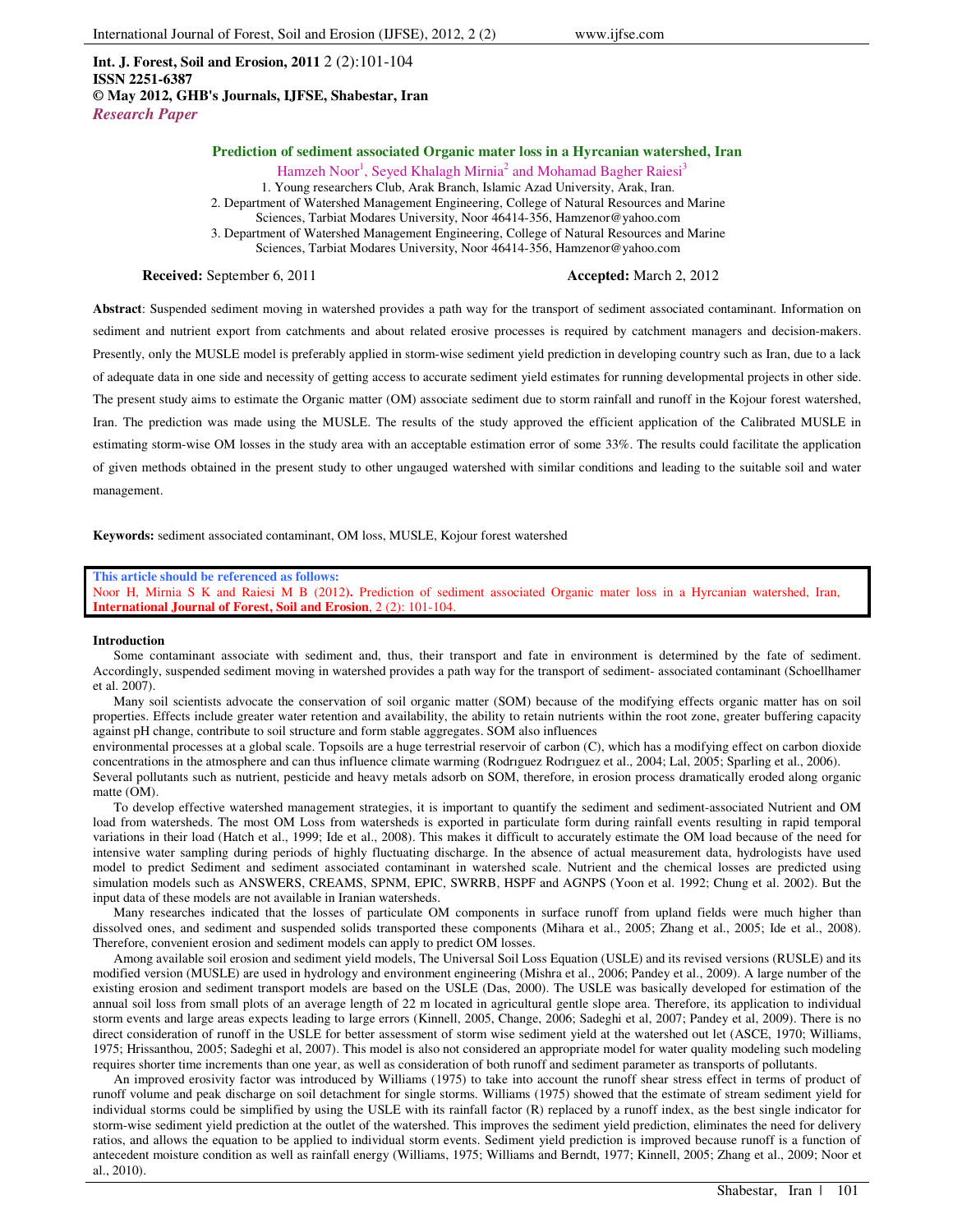**Int. J. Forest, Soil and Erosion, 2011** 2 (2):101-104
**ISSN 2251-6387**
**© May 2012, GHB's Journals, IJFSE, Shabestar, Iran**
*Research Paper*

# Prediction of sediment associated Organic mater loss in a Hyrcanian watershed, Iran

Hamzeh Noor[1], Seyed Khalagh Mirnia[2] and Mohamad Bagher Raiesi[3]

1. Young researchers Club, Arak Branch, Islamic Azad University, Arak, Iran.
2. Department of Watershed Management Engineering, College of Natural Resources and Marine Sciences, Tarbiat Modares University, Noor 46414-356, Hamzenor@yahoo.com
3. Department of Watershed Management Engineering, College of Natural Resources and Marine Sciences, Tarbiat Modares University, Noor 46414-356, Hamzenor@yahoo.com

**Received:** September 6, 2011 **Accepted:** March 2, 2012

**Abstract**: Suspended sediment moving in watershed provides a path way for the transport of sediment associated contaminant. Information on sediment and nutrient export from catchments and about related erosive processes is required by catchment managers and decision-makers. Presently, only the MUSLE model is preferably applied in storm-wise sediment yield prediction in developing country such as Iran, due to a lack of adequate data in one side and necessity of getting access to accurate sediment yield estimates for running developmental projects in other side. The present study aims to estimate the Organic matter (OM) associate sediment due to storm rainfall and runoff in the Kojour forest watershed, Iran. The prediction was made using the MUSLE. The results of the study approved the efficient application of the Calibrated MUSLE in estimating storm-wise OM losses in the study area with an acceptable estimation error of some 33%. The results could facilitate the application of given methods obtained in the present study to other ungauged watershed with similar conditions and leading to the suitable soil and water management.

**Keywords:** sediment associated contaminant, OM loss, MUSLE, Kojour forest watershed

**This article should be referenced as follows:**
Noor H, Mirnia S K and Raiesi M B (2012**)**. Prediction of sediment associated Organic mater loss in a Hyrcanian watershed, Iran, **International Journal of Forest, Soil and Erosion**, 2 (2): 101-104.

## Introduction

Some contaminant associate with sediment and, thus, their transport and fate in environment is determined by the fate of sediment. Accordingly, suspended sediment moving in watershed provides a path way for the transport of sediment- associated contaminant (Schoellhamer et al. 2007).

Many soil scientists advocate the conservation of soil organic matter (SOM) because of the modifying effects organic matter has on soil properties. Effects include greater water retention and availability, the ability to retain nutrients within the root zone, greater buffering capacity against pH change, contribute to soil structure and form stable aggregates. SOM also influences environmental processes at a global scale. Topsoils are a huge terrestrial reservoir of carbon (C), which has a modifying effect on carbon dioxide concentrations in the atmosphere and can thus influence climate warming (Rodrıguez Rodrıguez et al., 2004; Lal, 2005; Sparling et al., 2006). Several pollutants such as nutrient, pesticide and heavy metals adsorb on SOM, therefore, in erosion process dramatically eroded along organic matte (OM).

To develop effective watershed management strategies, it is important to quantify the sediment and sediment-associated Nutrient and OM load from watersheds. The most OM Loss from watersheds is exported in particulate form during rainfall events resulting in rapid temporal variations in their load (Hatch et al., 1999; Ide et al., 2008). This makes it difficult to accurately estimate the OM load because of the need for intensive water sampling during periods of highly fluctuating discharge. In the absence of actual measurement data, hydrologists have used model to predict Sediment and sediment associated contaminant in watershed scale. Nutrient and the chemical losses are predicted using simulation models such as ANSWERS, CREAMS, SPNM, EPIC, SWRRB, HSPF and AGNPS (Yoon et al. 1992; Chung et al. 2002). But the input data of these models are not available in Iranian watersheds.

Many researches indicated that the losses of particulate OM components in surface runoff from upland fields were much higher than dissolved ones, and sediment and suspended solids transported these components (Mihara et al., 2005; Zhang et al., 2005; Ide et al., 2008). Therefore, convenient erosion and sediment models can apply to predict OM losses.

Among available soil erosion and sediment yield models, The Universal Soil Loss Equation (USLE) and its revised versions (RUSLE) and its modified version (MUSLE) are used in hydrology and environment engineering (Mishra et al., 2006; Pandey et al., 2009). A large number of the existing erosion and sediment transport models are based on the USLE (Das, 2000). The USLE was basically developed for estimation of the annual soil loss from small plots of an average length of 22 m located in agricultural gentle slope area. Therefore, its application to individual storm events and large areas expects leading to large errors (Kinnell, 2005, Change, 2006; Sadeghi et al, 2007; Pandey et al, 2009). There is no direct consideration of runoff in the USLE for better assessment of storm wise sediment yield at the watershed out let (ASCE, 1970; Williams, 1975; Hrissanthou, 2005; Sadeghi et al, 2007). This model is also not considered an appropriate model for water quality modeling such modeling requires shorter time increments than one year, as well as consideration of both runoff and sediment parameter as transports of pollutants.

An improved erosivity factor was introduced by Williams (1975) to take into account the runoff shear stress effect in terms of product of runoff volume and peak discharge on soil detachment for single storms. Williams (1975) showed that the estimate of stream sediment yield for individual storms could be simplified by using the USLE with its rainfall factor (R) replaced by a runoff index, as the best single indicator for storm-wise sediment yield prediction at the outlet of the watershed. This improves the sediment yield prediction, eliminates the need for delivery ratios, and allows the equation to be applied to individual storm events. Sediment yield prediction is improved because runoff is a function of antecedent moisture condition as well as rainfall energy (Williams, 1975; Williams and Berndt, 1977; Kinnell, 2005; Zhang et al., 2009; Noor et al., 2010).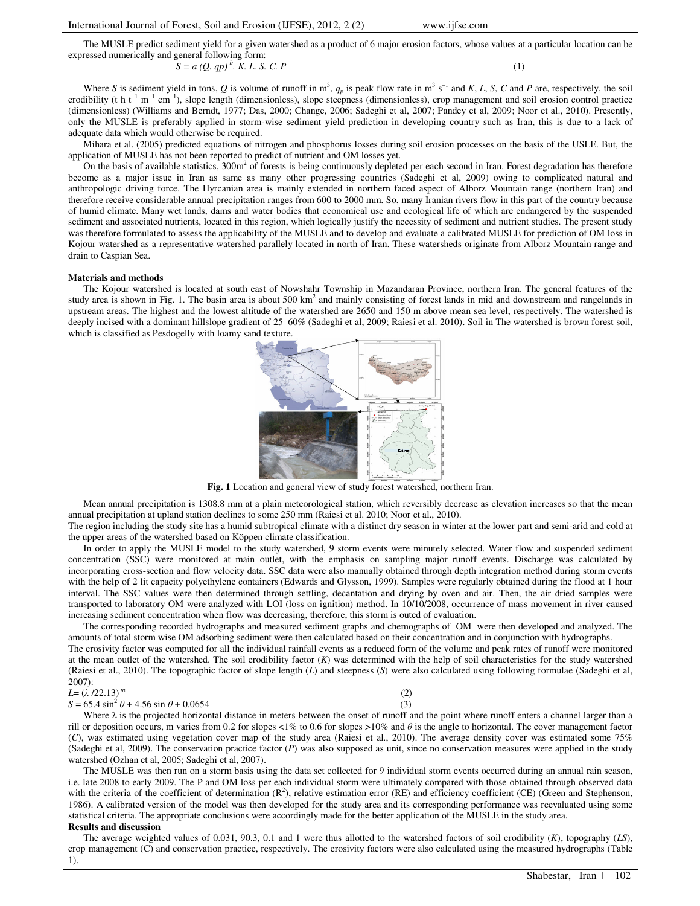The MUSLE predict sediment yield for a given watershed as a product of 6 major erosion factors, whose values at a particular location can be expressed numerically and general following form:

$$S = a\,(Q.\,qp)^{b}.\,K.\,L.\,S.\,C.\,P \quad (1)$$

Where $S$ is sediment yield in tons, $Q$ is volume of runoff in m$^3$, $q_p$ is peak flow rate in m$^3$ s$^{-1}$ and $K$, $L$, $S$, $C$ and $P$ are, respectively, the soil erodibility (t h t$^{-1}$ m$^{-1}$ cm$^{-1}$), slope length (dimensionless), slope steepness (dimensionless), crop management and soil erosion control practice (dimensionless) (Williams and Berndt, 1977; Das, 2000; Change, 2006; Sadeghi et al, 2007; Pandey et al, 2009; Noor et al., 2010). Presently, only the MUSLE is preferably applied in storm-wise sediment yield prediction in developing country such as Iran, this is due to a lack of adequate data which would otherwise be required.

Mihara et al. (2005) predicted equations of nitrogen and phosphorus losses during soil erosion processes on the basis of the USLE. But, the application of MUSLE has not been reported to predict of nutrient and OM losses yet.

On the basis of available statistics, 300m$^2$ of forests is being continuously depleted per each second in Iran. Forest degradation has therefore become as a major issue in Iran as same as many other progressing countries (Sadeghi et al, 2009) owing to complicated natural and anthropologic driving force. The Hyrcanian area is mainly extended in northern faced aspect of Alborz Mountain range (northern Iran) and therefore receive considerable annual precipitation ranges from 600 to 2000 mm. So, many Iranian rivers flow in this part of the country because of humid climate. Many wet lands, dams and water bodies that economical use and ecological life of which are endangered by the suspended sediment and associated nutrients, located in this region, which logically justify the necessity of sediment and nutrient studies. The present study was therefore formulated to assess the applicability of the MUSLE and to develop and evaluate a calibrated MUSLE for prediction of OM loss in Kojour watershed as a representative watershed parallely located in north of Iran. These watersheds originate from Alborz Mountain range and drain to Caspian Sea.

**Materials and methods**

The Kojour watershed is located at south east of Nowshahr Township in Mazandaran Province, northern Iran. The general features of the study area is shown in Fig. 1. The basin area is about 500 km$^2$ and mainly consisting of forest lands in mid and downstream and rangelands in upstream areas. The highest and the lowest altitude of the watershed are 2650 and 150 m above mean sea level, respectively. The watershed is deeply incised with a dominant hillslope gradient of 25–60% (Sadeghi et al, 2009; Raiesi et al. 2010). Soil in The watershed is brown forest soil, which is classified as Pesdogelly with loamy sand texture.

**Fig. 1** Location and general view of study forest watershed, northern Iran.

Mean annual precipitation is 1308.8 mm at a plain meteorological station, which reversibly decrease as elevation increases so that the mean annual precipitation at upland station declines to some 250 mm (Raiesi et al. 2010; Noor et al., 2010).

The region including the study site has a humid subtropical climate with a distinct dry season in winter at the lower part and semi-arid and cold at the upper areas of the watershed based on Köppen climate classification.

In order to apply the MUSLE model to the study watershed, 9 storm events were minutely selected. Water flow and suspended sediment concentration (SSC) were monitored at main outlet, with the emphasis on sampling major runoff events. Discharge was calculated by incorporating cross-section and flow velocity data. SSC data were also manually obtained through depth integration method during storm events with the help of 2 lit capacity polyethylene containers (Edwards and Glysson, 1999). Samples were regularly obtained during the flood at 1 hour interval. The SSC values were then determined through settling, decantation and drying by oven and air. Then, the air dried samples were transported to laboratory OM were analyzed with LOI (loss on ignition) method. In 10/10/2008, occurrence of mass movement in river caused increasing sediment concentration when flow was decreasing, therefore, this storm is outed of evaluation.

The corresponding recorded hydrographs and measured sediment graphs and chemographs of OM were then developed and analyzed. The amounts of total storm wise OM adsorbing sediment were then calculated based on their concentration and in conjunction with hydrographs.

The erosivity factor was computed for all the individual rainfall events as a reduced form of the volume and peak rates of runoff were monitored at the mean outlet of the watershed. The soil erodibility factor ($K$) was determined with the help of soil characteristics for the study watershed (Raiesi et al., 2010). The topographic factor of slope length ($L$) and steepness ($S$) were also calculated using following formulae (Sadeghi et al, 2007):

$$L = (\lambda / 22.13)^{m} \quad (2)$$

$$S = 65.4 \sin^2\theta + 4.56 \sin\theta + 0.0654 \quad (3)$$

Where $\lambda$ is the projected horizontal distance in meters between the onset of runoff and the point where runoff enters a channel larger than a rill or deposition occurs, m varies from 0.2 for slopes <1% to 0.6 for slopes >10% and $\theta$ is the angle to horizontal. The cover management factor ($C$), was estimated using vegetation cover map of the study area (Raiesi et al., 2010). The average density cover was estimated some 75% (Sadeghi et al, 2009). The conservation practice factor ($P$) was also supposed as unit, since no conservation measures were applied in the study watershed (Ozhan et al, 2005; Sadeghi et al, 2007).

The MUSLE was then run on a storm basis using the data set collected for 9 individual storm events occurred during an annual rain season, i.e. late 2008 to early 2009. The P and OM loss per each individual storm were ultimately compared with those obtained through observed data with the criteria of the coefficient of determination ($R^2$), relative estimation error (RE) and efficiency coefficient (CE) (Green and Stephenson, 1986). A calibrated version of the model was then developed for the study area and its corresponding performance was reevaluated using some statistical criteria. The appropriate conclusions were accordingly made for the better application of the MUSLE in the study area.

**Results and discussion**

The average weighted values of 0.031, 90.3, 0.1 and 1 were thus allotted to the watershed factors of soil erodibility ($K$), topography ($LS$), crop management (C) and conservation practice, respectively. The erosivity factors were also calculated using the measured hydrographs (Table 1).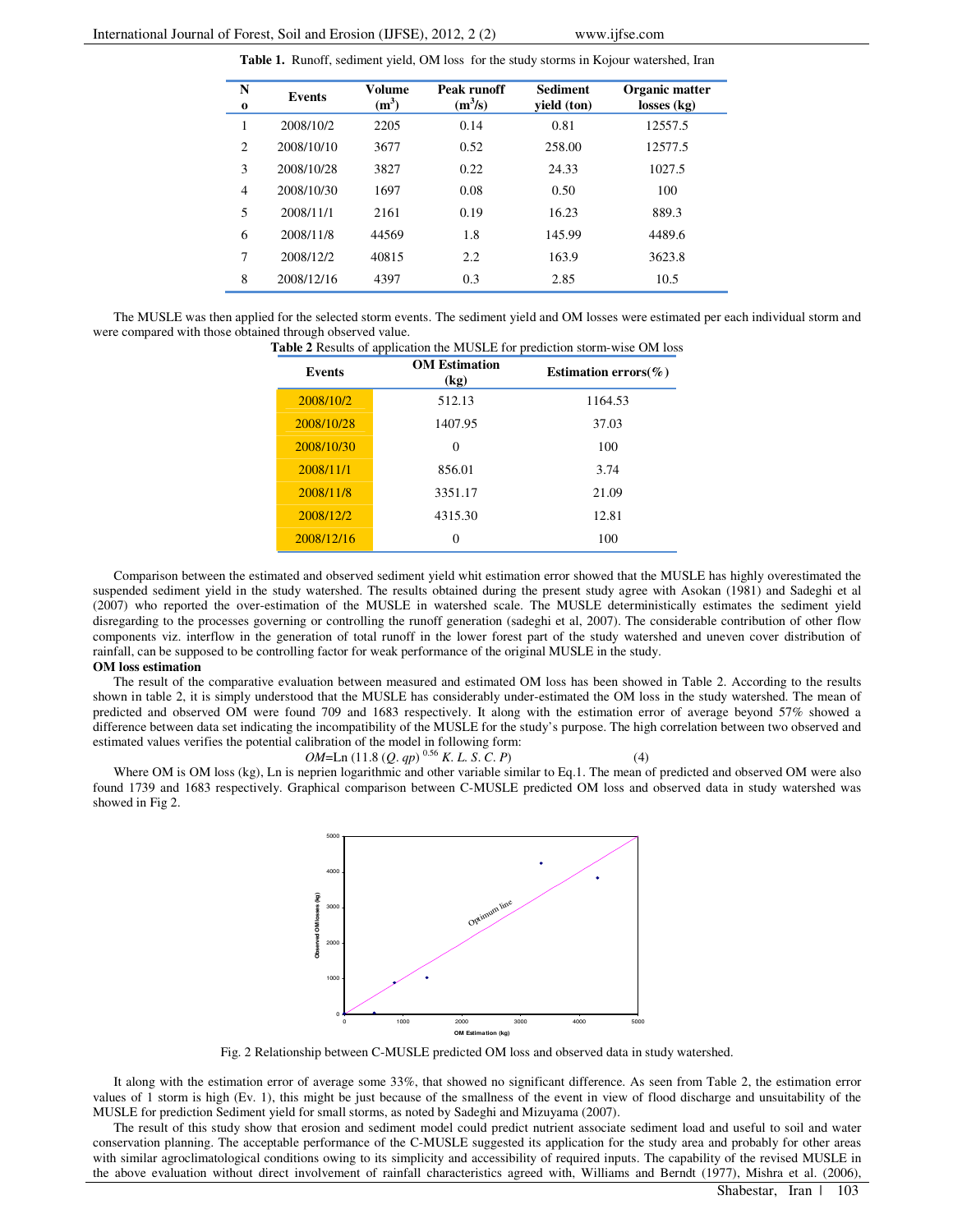**Table 1.** Runoff, sediment yield, OM loss for the study storms in Kojour watershed, Iran

| No | Events | Volume ($m^3$) | Peak runoff ($m^3/s$) | Sediment yield (ton) | Organic matter losses (kg) |
|---|---|---|---|---|---|
| 1 | 2008/10/2 | 2205 | 0.14 | 0.81 | 12557.5 |
| 2 | 2008/10/10 | 3677 | 0.52 | 258.00 | 12577.5 |
| 3 | 2008/10/28 | 3827 | 0.22 | 24.33 | 1027.5 |
| 4 | 2008/10/30 | 1697 | 0.08 | 0.50 | 100 |
| 5 | 2008/11/1 | 2161 | 0.19 | 16.23 | 889.3 |
| 6 | 2008/11/8 | 44569 | 1.8 | 145.99 | 4489.6 |
| 7 | 2008/12/2 | 40815 | 2.2 | 163.9 | 3623.8 |
| 8 | 2008/12/16 | 4397 | 0.3 | 2.85 | 10.5 |

The MUSLE was then applied for the selected storm events. The sediment yield and OM losses were estimated per each individual storm and were compared with those obtained through observed value.

**Table 2** Results of application the MUSLE for prediction storm-wise OM loss

| Events | OM Estimation (kg) | Estimation errors(%) |
|---|---|---|
| 2008/10/2 | 512.13 | 1164.53 |
| 2008/10/28 | 1407.95 | 37.03 |
| 2008/10/30 | 0 | 100 |
| 2008/11/1 | 856.01 | 3.74 |
| 2008/11/8 | 3351.17 | 21.09 |
| 2008/12/2 | 4315.30 | 12.81 |
| 2008/12/16 | 0 | 100 |

Comparison between the estimated and observed sediment yield whit estimation error showed that the MUSLE has highly overestimated the suspended sediment yield in the study watershed. The results obtained during the present study agree with Asokan (1981) and Sadeghi et al (2007) who reported the over-estimation of the MUSLE in watershed scale. The MUSLE deterministically estimates the sediment yield disregarding to the processes governing or controlling the runoff generation (sadeghi et al, 2007). The considerable contribution of other flow components viz. interflow in the generation of total runoff in the lower forest part of the study watershed and uneven cover distribution of rainfall, can be supposed to be controlling factor for weak performance of the original MUSLE in the study.

**OM loss estimation**

The result of the comparative evaluation between measured and estimated OM loss has been showed in Table 2. According to the results shown in table 2, it is simply understood that the MUSLE has considerably under-estimated the OM loss in the study watershed. The mean of predicted and observed OM were found 709 and 1683 respectively. It along with the estimation error of average beyond 57% showed a difference between data set indicating the incompatibility of the MUSLE for the study's purpose. The high correlation between two observed and estimated values verifies the potential calibration of the model in following form:

$$OM = \text{Ln}\,(11.8\,(Q.\,qp)^{0.56}\,K.\,L.\,S.\,C.\,P) \qquad (4)$$

Where OM is OM loss (kg), Ln is neprien logarithmic and other variable similar to Eq.1. The mean of predicted and observed OM were also found 1739 and 1683 respectively. Graphical comparison between C-MUSLE predicted OM loss and observed data in study watershed was showed in Fig 2.

Fig. 2 Relationship between C-MUSLE predicted OM loss and observed data in study watershed.

It along with the estimation error of average some 33%, that showed no significant difference. As seen from Table 2, the estimation error values of 1 storm is high (Ev. 1), this might be just because of the smallness of the event in view of flood discharge and unsuitability of the MUSLE for prediction Sediment yield for small storms, as noted by Sadeghi and Mizuyama (2007).

The result of this study show that erosion and sediment model could predict nutrient associate sediment load and useful to soil and water conservation planning. The acceptable performance of the C-MUSLE suggested its application for the study area and probably for other areas with similar agroclimatological conditions owing to its simplicity and accessibility of required inputs. The capability of the revised MUSLE in the above evaluation without direct involvement of rainfall characteristics agreed with, Williams and Berndt (1977), Mishra et al. (2006),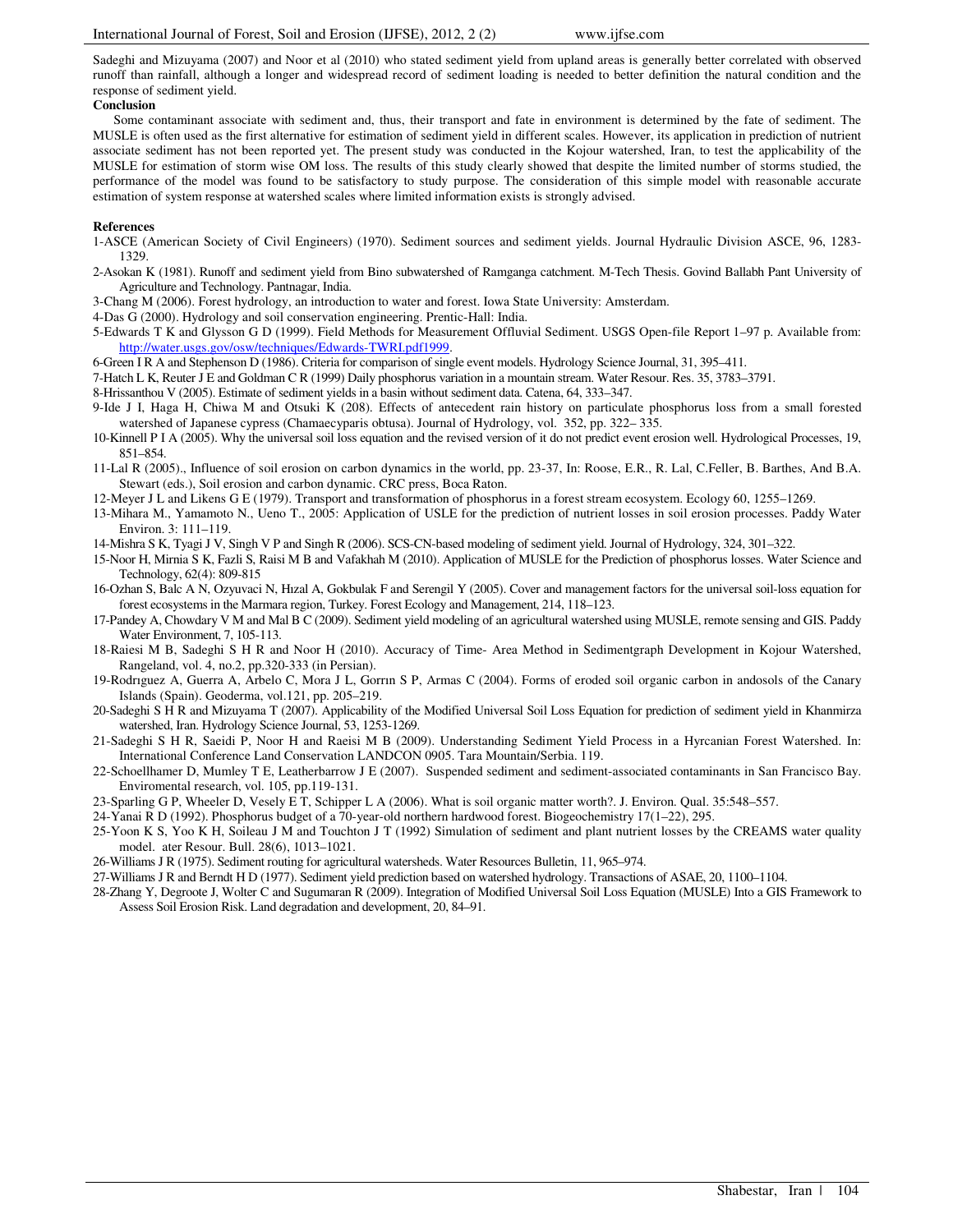Sadeghi and Mizuyama (2007) and Noor et al (2010) who stated sediment yield from upland areas is generally better correlated with observed runoff than rainfall, although a longer and widespread record of sediment loading is needed to better definition the natural condition and the response of sediment yield.

**Conclusion**

Some contaminant associate with sediment and, thus, their transport and fate in environment is determined by the fate of sediment. The MUSLE is often used as the first alternative for estimation of sediment yield in different scales. However, its application in prediction of nutrient associate sediment has not been reported yet. The present study was conducted in the Kojour watershed, Iran, to test the applicability of the MUSLE for estimation of storm wise OM loss. The results of this study clearly showed that despite the limited number of storms studied, the performance of the model was found to be satisfactory to study purpose. The consideration of this simple model with reasonable accurate estimation of system response at watershed scales where limited information exists is strongly advised.

**References**

1-ASCE (American Society of Civil Engineers) (1970). Sediment sources and sediment yields. Journal Hydraulic Division ASCE, 96, 1283-1329.

2-Asokan K (1981). Runoff and sediment yield from Bino subwatershed of Ramganga catchment. M-Tech Thesis. Govind Ballabh Pant University of Agriculture and Technology. Pantnagar, India.

3-Chang M (2006). Forest hydrology, an introduction to water and forest. Iowa State University: Amsterdam.

4-Das G (2000). Hydrology and soil conservation engineering. Prentic-Hall: India.

5-Edwards T K and Glysson G D (1999). Field Methods for Measurement Offluvial Sediment. USGS Open-file Report 1–97 p. Available from: http://water.usgs.gov/osw/techniques/Edwards-TWRI.pdf1999.

6-Green I R A and Stephenson D (1986). Criteria for comparison of single event models. Hydrology Science Journal, 31, 395–411.

7-Hatch L K, Reuter J E and Goldman C R (1999) Daily phosphorus variation in a mountain stream. Water Resour. Res. 35, 3783–3791.

8-Hrissanthou V (2005). Estimate of sediment yields in a basin without sediment data. Catena, 64, 333–347.

9-Ide J I, Haga H, Chiwa M and Otsuki K (208). Effects of antecedent rain history on particulate phosphorus loss from a small forested watershed of Japanese cypress (Chamaecyparis obtusa). Journal of Hydrology, vol. 352, pp. 322– 335.

10-Kinnell P I A (2005). Why the universal soil loss equation and the revised version of it do not predict event erosion well. Hydrological Processes, 19, 851–854.

11-Lal R (2005)., Influence of soil erosion on carbon dynamics in the world, pp. 23-37, In: Roose, E.R., R. Lal, C.Feller, B. Barthes, And B.A. Stewart (eds.), Soil erosion and carbon dynamic. CRC press, Boca Raton.

12-Meyer J L and Likens G E (1979). Transport and transformation of phosphorus in a forest stream ecosystem. Ecology 60, 1255–1269.

13-Mihara M., Yamamoto N., Ueno T., 2005: Application of USLE for the prediction of nutrient losses in soil erosion processes. Paddy Water Environ. 3: 111–119.

14-Mishra S K, Tyagi J V, Singh V P and Singh R (2006). SCS-CN-based modeling of sediment yield. Journal of Hydrology, 324, 301–322.

15-Noor H, Mirnia S K, Fazli S, Raisi M B and Vafakhah M (2010). Application of MUSLE for the Prediction of phosphorus losses. Water Science and Technology, 62(4): 809-815

16-Ozhan S, Balc A N, Ozyuvaci N, Hızal A, Gokbulak F and Serengil Y (2005). Cover and management factors for the universal soil-loss equation for forest ecosystems in the Marmara region, Turkey. Forest Ecology and Management, 214, 118–123.

17-Pandey A, Chowdary V M and Mal B C (2009). Sediment yield modeling of an agricultural watershed using MUSLE, remote sensing and GIS. Paddy Water Environment, 7, 105-113.

18-Raiesi M B, Sadeghi S H R and Noor H (2010). Accuracy of Time- Area Method in Sedimentgraph Development in Kojour Watershed, Rangeland, vol. 4, no.2, pp.320-333 (in Persian).

19-Rodrıguez A, Guerra A, Arbelo C, Mora J L, Gorrın S P, Armas C (2004). Forms of eroded soil organic carbon in andosols of the Canary Islands (Spain). Geoderma, vol.121, pp. 205–219.

20-Sadeghi S H R and Mizuyama T (2007). Applicability of the Modified Universal Soil Loss Equation for prediction of sediment yield in Khanmirza watershed, Iran. Hydrology Science Journal, 53, 1253-1269.

21-Sadeghi S H R, Saeidi P, Noor H and Raeisi M B (2009). Understanding Sediment Yield Process in a Hyrcanian Forest Watershed. In: International Conference Land Conservation LANDCON 0905. Tara Mountain/Serbia. 119.

22-Schoellhamer D, Mumley T E, Leatherbarrow J E (2007). Suspended sediment and sediment-associated contaminants in San Francisco Bay. Enviromental research, vol. 105, pp.119-131.

23-Sparling G P, Wheeler D, Vesely E T, Schipper L A (2006). What is soil organic matter worth?. J. Environ. Qual. 35:548–557.

24-Yanai R D (1992). Phosphorus budget of a 70-year-old northern hardwood forest. Biogeochemistry 17(1–22), 295.

25-Yoon K S, Yoo K H, Soileau J M and Touchton J T (1992) Simulation of sediment and plant nutrient losses by the CREAMS water quality model. ater Resour. Bull. 28(6), 1013–1021.

26-Williams J R (1975). Sediment routing for agricultural watersheds. Water Resources Bulletin, 11, 965–974.

27-Williams J R and Berndt H D (1977). Sediment yield prediction based on watershed hydrology. Transactions of ASAE, 20, 1100–1104.

28-Zhang Y, Degroote J, Wolter C and Sugumaran R (2009). Integration of Modified Universal Soil Loss Equation (MUSLE) Into a GIS Framework to Assess Soil Erosion Risk. Land degradation and development, 20, 84–91.